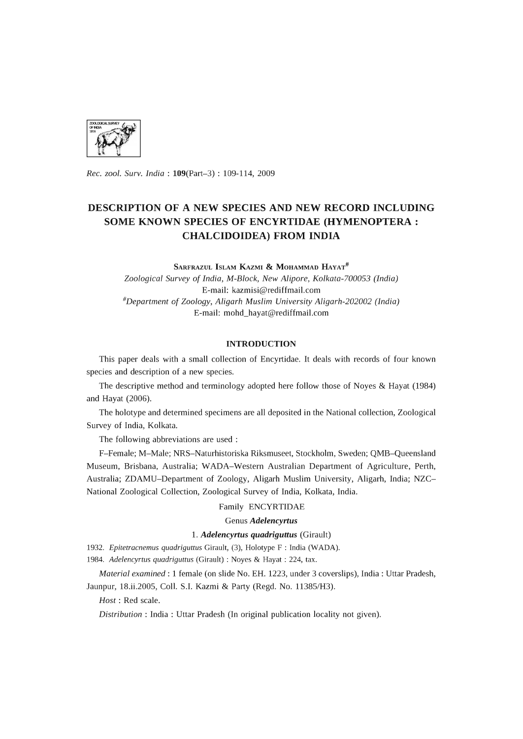Rec. zool. Surv. India : **109**(Part–3) : 109-114, 2009

# DESCRIPTION OF A NEW SPECIES AND NEW RECORD INCLUDING SOME KNOWN SPECIES OF ENCYRTIDAE (HYMENOPTERA : CHALCIDOIDEA) FROM INDIA

Sarfrazul Islam Kazmi & Mohammad Hayat[#]

*Zoological Survey of India, M-Block, New Alipore, Kolkata-700053 (India)*
E-mail: kazmisi@rediffmail.com
[#]*Department of Zoology, Aligarh Muslim University Aligarh-202002 (India)*
E-mail: mohd_hayat@rediffmail.com

## INTRODUCTION

This paper deals with a small collection of Encyrtidae. It deals with records of four known species and description of a new species.

The descriptive method and terminology adopted here follow those of Noyes & Hayat (1984) and Hayat (2006).

The holotype and determined specimens are all deposited in the National collection, Zoological Survey of India, Kolkata.

The following abbreviations are used :

F–Female; M–Male; NRS–Naturhistoriska Riksmuseet, Stockholm, Sweden; QMB–Queensland Museum, Brisbana, Australia; WADA–Western Australian Department of Agriculture, Perth, Australia; ZDAMU–Department of Zoology, Aligarh Muslim University, Aligarh, India; NZC–National Zoological Collection, Zoological Survey of India, Kolkata, India.

Family ENCYRTIDAE

Genus ***Adelencyrtus***

1. ***Adelencyrtus quadriguttus*** (Girault)

1932. *Epitetracnemus quadriguttus* Girault, (3), Holotype F : India (WADA).
1984. *Adelencyrtus quadriguttus* (Girault) : Noyes & Hayat : 224, tax.

*Material examined* : 1 female (on slide No. EH. 1223, under 3 coverslips), India : Uttar Pradesh, Jaunpur, 18.ii.2005, Coll. S.I. Kazmi & Party (Regd. No. 11385/H3).

*Host* : Red scale.

*Distribution* : India : Uttar Pradesh (In original publication locality not given).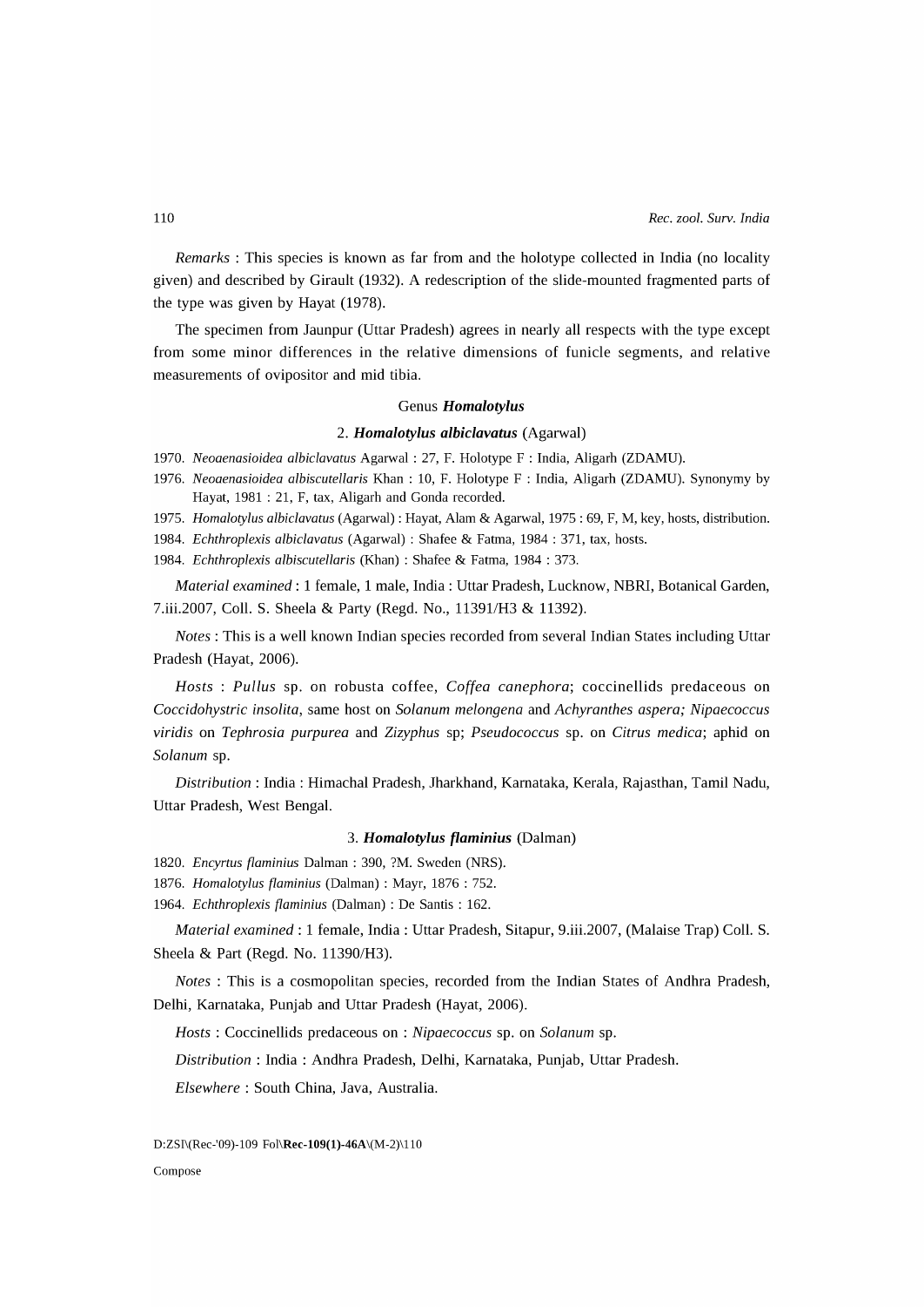*Remarks* : This species is known as far from and the holotype collected in India (no locality given) and described by Girault (1932). A redescription of the slide-mounted fragmented parts of the type was given by Hayat (1978).

The specimen from Jaunpur (Uttar Pradesh) agrees in nearly all respects with the type except from some minor differences in the relative dimensions of funicle segments, and relative measurements of ovipositor and mid tibia.

### Genus *Homalotylus*

#### 2. *Homalotylus albiclavatus* (Agarwal)

1970. *Neoaenasioidea albiclavatus* Agarwal : 27, F. Holotype F : India, Aligarh (ZDAMU).

1976. *Neoaenasioidea albiscutellaris* Khan : 10, F. Holotype F : India, Aligarh (ZDAMU). Synonymy by Hayat, 1981 : 21, F, tax, Aligarh and Gonda recorded.

1975. *Homalotylus albiclavatus* (Agarwal) : Hayat, Alam & Agarwal, 1975 : 69, F, M, key, hosts, distribution.

1984. *Echthroplexis albiclavatus* (Agarwal) : Shafee & Fatma, 1984 : 371, tax, hosts.

1984. *Echthroplexis albiscutellaris* (Khan) : Shafee & Fatma, 1984 : 373.

*Material examined* : 1 female, 1 male, India : Uttar Pradesh, Lucknow, NBRI, Botanical Garden, 7.iii.2007, Coll. S. Sheela & Party (Regd. No., 11391/H3 & 11392).

*Notes* : This is a well known Indian species recorded from several Indian States including Uttar Pradesh (Hayat, 2006).

*Hosts* : *Pullus* sp. on robusta coffee, *Coffea canephora*; coccinellids predaceous on *Coccidohystric insolita*, same host on *Solanum melongena* and *Achyranthes aspera; Nipaecoccus viridis* on *Tephrosia purpurea* and *Zizyphus* sp; *Pseudococcus* sp. on *Citrus medica*; aphid on *Solanum* sp.

*Distribution* : India : Himachal Pradesh, Jharkhand, Karnataka, Kerala, Rajasthan, Tamil Nadu, Uttar Pradesh, West Bengal.

#### 3. *Homalotylus flaminius* (Dalman)

1820. *Encyrtus flaminius* Dalman : 390, ?M. Sweden (NRS).

1876. *Homalotylus flaminius* (Dalman) : Mayr, 1876 : 752.

1964. *Echthroplexis flaminius* (Dalman) : De Santis : 162.

*Material examined* : 1 female, India : Uttar Pradesh, Sitapur, 9.iii.2007, (Malaise Trap) Coll. S. Sheela & Part (Regd. No. 11390/H3).

*Notes* : This is a cosmopolitan species, recorded from the Indian States of Andhra Pradesh, Delhi, Karnataka, Punjab and Uttar Pradesh (Hayat, 2006).

*Hosts* : Coccinellids predaceous on : *Nipaecoccus* sp. on *Solanum* sp.

*Distribution* : India : Andhra Pradesh, Delhi, Karnataka, Punjab, Uttar Pradesh.

*Elsewhere* : South China, Java, Australia.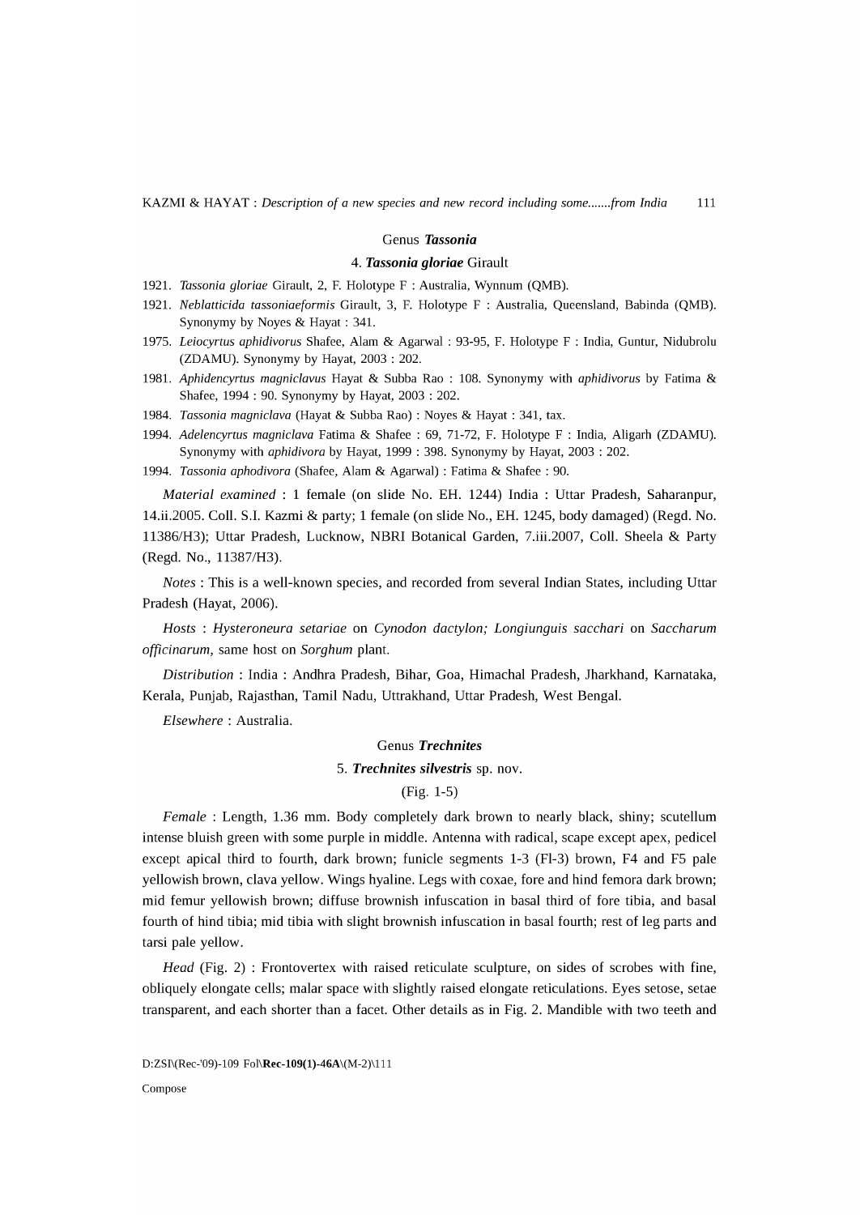### Genus *Tassonia*

#### 4. *Tassonia gloriae* Girault

1921. *Tassonia gloriae* Girault, 2, F. Holotype F : Australia, Wynnum (QMB).
1921. *Neblatticida tassoniaeformis* Girault, 3, F. Holotype F : Australia, Queensland, Babinda (QMB). Synonymy by Noyes & Hayat : 341.
1975. *Leiocyrtus aphidivorus* Shafee, Alam & Agarwal : 93-95, F. Holotype F : India, Guntur, Nidubrolu (ZDAMU). Synonymy by Hayat, 2003 : 202.
1981. *Aphidencyrtus magniclavus* Hayat & Subba Rao : 108. Synonymy with *aphidivorus* by Fatima & Shafee, 1994 : 90. Synonymy by Hayat, 2003 : 202.
1984. *Tassonia magniclava* (Hayat & Subba Rao) : Noyes & Hayat : 341, tax.
1994. *Adelencyrtus magniclava* Fatima & Shafee : 69, 71-72, F. Holotype F : India, Aligarh (ZDAMU). Synonymy with *aphidivora* by Hayat, 1999 : 398. Synonymy by Hayat, 2003 : 202.
1994. *Tassonia aphodivora* (Shafee, Alam & Agarwal) : Fatima & Shafee : 90.

*Material examined* : 1 female (on slide No. EH. 1244) India : Uttar Pradesh, Saharanpur, 14.ii.2005. Coll. S.I. Kazmi & party; 1 female (on slide No., EH. 1245, body damaged) (Regd. No. 11386/H3); Uttar Pradesh, Lucknow, NBRI Botanical Garden, 7.iii.2007, Coll. Sheela & Party (Regd. No., 11387/H3).

*Notes* : This is a well-known species, and recorded from several Indian States, including Uttar Pradesh (Hayat, 2006).

*Hosts* : *Hysteroneura setariae* on *Cynodon dactylon; Longiunguis sacchari* on *Saccharum officinarum*, same host on *Sorghum* plant.

*Distribution* : India : Andhra Pradesh, Bihar, Goa, Himachal Pradesh, Jharkhand, Karnataka, Kerala, Punjab, Rajasthan, Tamil Nadu, Uttrakhand, Uttar Pradesh, West Bengal.

*Elsewhere* : Australia.

### Genus *Trechnites*

#### 5. *Trechnites silvestris* sp. nov.

(Fig. 1-5)

*Female* : Length, 1.36 mm. Body completely dark brown to nearly black, shiny; scutellum intense bluish green with some purple in middle. Antenna with radical, scape except apex, pedicel except apical third to fourth, dark brown; funicle segments 1-3 (Fl-3) brown, F4 and F5 pale yellowish brown, clava yellow. Wings hyaline. Legs with coxae, fore and hind femora dark brown; mid femur yellowish brown; diffuse brownish infuscation in basal third of fore tibia, and basal fourth of hind tibia; mid tibia with slight brownish infuscation in basal fourth; rest of leg parts and tarsi pale yellow.

*Head* (Fig. 2) : Frontovertex with raised reticulate sculpture, on sides of scrobes with fine, obliquely elongate cells; malar space with slightly raised elongate reticulations. Eyes setose, setae transparent, and each shorter than a facet. Other details as in Fig. 2. Mandible with two teeth and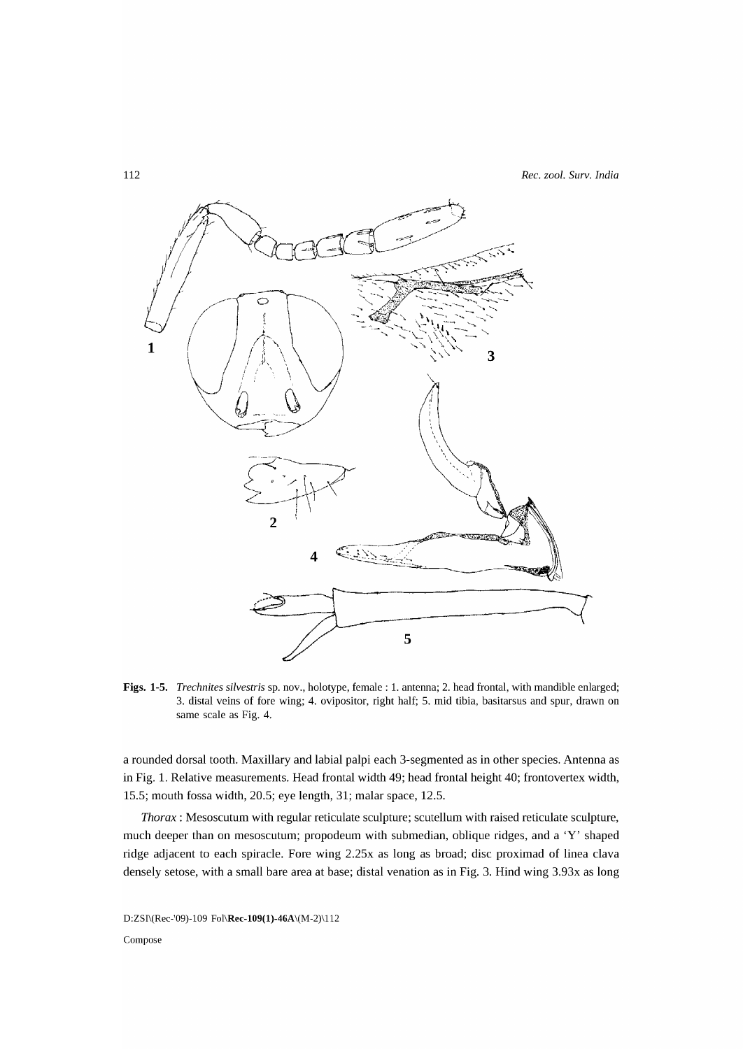**Figs. 1-5.** *Trechnites silvestris* sp. nov., holotype, female : 1. antenna; 2. head frontal, with mandible enlarged; 3. distal veins of fore wing; 4. ovipositor, right half; 5. mid tibia, basitarsus and spur, drawn on same scale as Fig. 4.

a rounded dorsal tooth. Maxillary and labial palpi each 3-segmented as in other species. Antenna as in Fig. 1. Relative measurements. Head frontal width 49; head frontal height 40; frontovertex width, 15.5; mouth fossa width, 20.5; eye length, 31; malar space, 12.5.

*Thorax* : Mesoscutum with regular reticulate sculpture; scutellum with raised reticulate sculpture, much deeper than on mesoscutum; propodeum with submedian, oblique ridges, and a 'Y' shaped ridge adjacent to each spiracle. Fore wing 2.25x as long as broad; disc proximad of linea clava densely setose, with a small bare area at base; distal venation as in Fig. 3. Hind wing 3.93x as long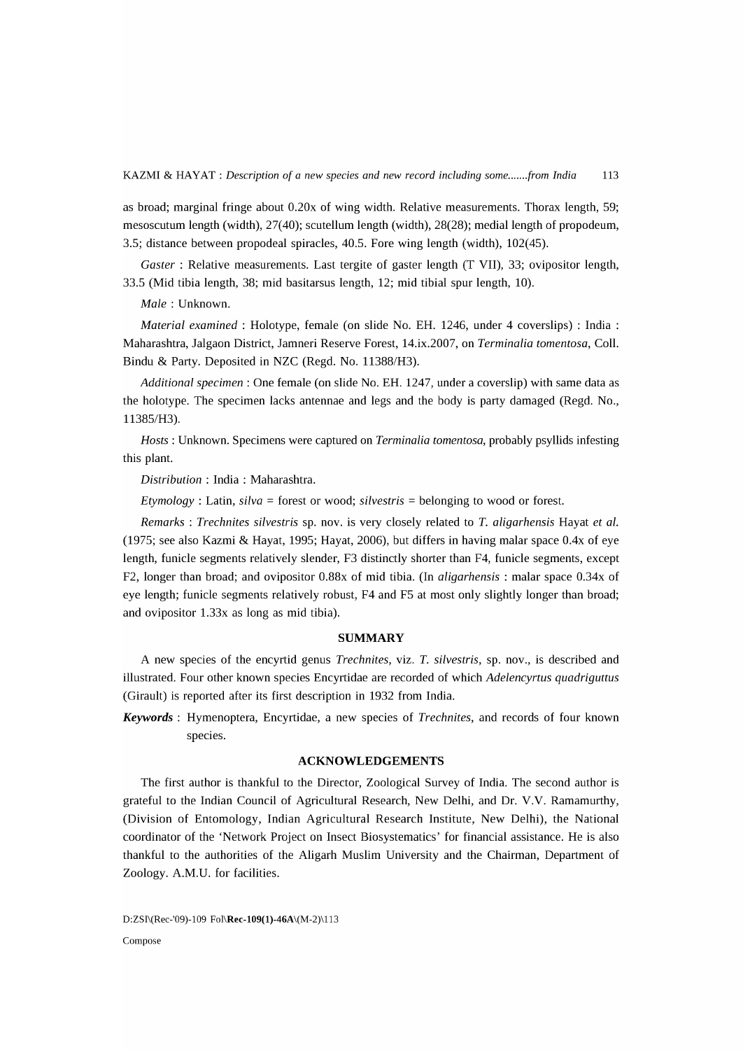as broad; marginal fringe about 0.20x of wing width. Relative measurements. Thorax length, 59; mesoscutum length (width), 27(40); scutellum length (width), 28(28); medial length of propodeum, 3.5; distance between propodeal spiracles, 40.5. Fore wing length (width), 102(45).

*Gaster* : Relative measurements. Last tergite of gaster length (T VII), 33; ovipositor length, 33.5 (Mid tibia length, 38; mid basitarsus length, 12; mid tibial spur length, 10).

*Male* : Unknown.

*Material examined* : Holotype, female (on slide No. EH. 1246, under 4 coverslips) : India : Maharashtra, Jalgaon District, Jamneri Reserve Forest, 14.ix.2007, on *Terminalia tomentosa*, Coll. Bindu & Party. Deposited in NZC (Regd. No. 11388/H3).

*Additional specimen* : One female (on slide No. EH. 1247, under a coverslip) with same data as the holotype. The specimen lacks antennae and legs and the body is party damaged (Regd. No., 11385/H3).

*Hosts* : Unknown. Specimens were captured on *Terminalia tomentosa*, probably psyllids infesting this plant.

*Distribution* : India : Maharashtra.

*Etymology* : Latin, *silva* = forest or wood; *silvestris* = belonging to wood or forest.

*Remarks* : *Trechnites silvestris* sp. nov. is very closely related to *T. aligarhensis* Hayat *et al.* (1975; see also Kazmi & Hayat, 1995; Hayat, 2006), but differs in having malar space 0.4x of eye length, funicle segments relatively slender, F3 distinctly shorter than F4, funicle segments, except F2, longer than broad; and ovipositor 0.88x of mid tibia. (In *aligarhensis* : malar space 0.34x of eye length; funicle segments relatively robust, F4 and F5 at most only slightly longer than broad; and ovipositor 1.33x as long as mid tibia).

## SUMMARY

A new species of the encyrtid genus *Trechnites*, viz. *T. silvestris*, sp. nov., is described and illustrated. Four other known species Encyrtidae are recorded of which *Adelencyrtus quadriguttus* (Girault) is reported after its first description in 1932 from India.

***Keywords*** : Hymenoptera, Encyrtidae, a new species of *Trechnites*, and records of four known species.

## ACKNOWLEDGEMENTS

The first author is thankful to the Director, Zoological Survey of India. The second author is grateful to the Indian Council of Agricultural Research, New Delhi, and Dr. V.V. Ramamurthy, (Division of Entomology, Indian Agricultural Research Institute, New Delhi), the National coordinator of the 'Network Project on Insect Biosystematics' for financial assistance. He is also thankful to the authorities of the Aligarh Muslim University and the Chairman, Department of Zoology. A.M.U. for facilities.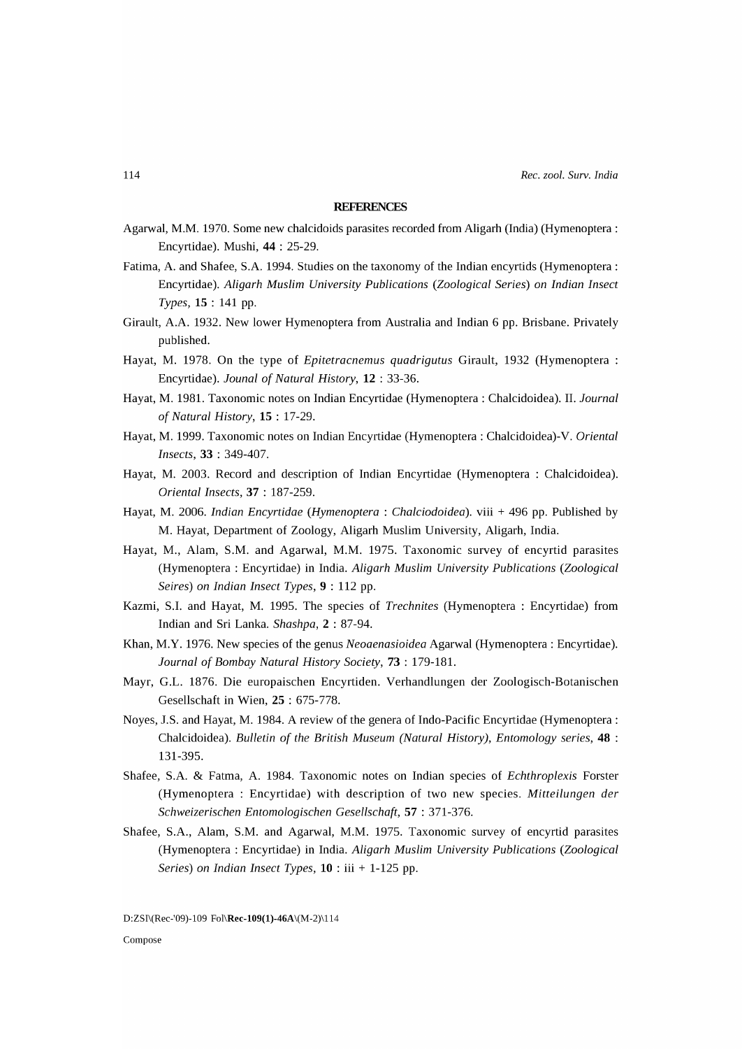## REFERENCES

Agarwal, M.M. 1970. Some new chalcidoids parasites recorded from Aligarh (India) (Hymenoptera : Encyrtidae). Mushi, **44** : 25-29.

Fatima, A. and Shafee, S.A. 1994. Studies on the taxonomy of the Indian encyrtids (Hymenoptera : Encyrtidae). *Aligarh Muslim University Publications* (*Zoological Series*) *on Indian Insect Types*, **15** : 141 pp.

Girault, A.A. 1932. New lower Hymenoptera from Australia and Indian 6 pp. Brisbane. Privately published.

Hayat, M. 1978. On the type of *Epitetracnemus quadrigutus* Girault, 1932 (Hymenoptera : Encyrtidae). *Jounal of Natural History*, **12** : 33-36.

Hayat, M. 1981. Taxonomic notes on Indian Encyrtidae (Hymenoptera : Chalcidoidea). II. *Journal of Natural History*, **15** : 17-29.

Hayat, M. 1999. Taxonomic notes on Indian Encyrtidae (Hymenoptera : Chalcidoidea)-V. *Oriental Insects*, **33** : 349-407.

Hayat, M. 2003. Record and description of Indian Encyrtidae (Hymenoptera : Chalcidoidea). *Oriental Insects*, **37** : 187-259.

Hayat, M. 2006. *Indian Encyrtidae* (*Hymenoptera* : *Chalciodoidea*). viii + 496 pp. Published by M. Hayat, Department of Zoology, Aligarh Muslim University, Aligarh, India.

Hayat, M., Alam, S.M. and Agarwal, M.M. 1975. Taxonomic survey of encyrtid parasites (Hymenoptera : Encyrtidae) in India. *Aligarh Muslim University Publications* (*Zoological Seires*) *on Indian Insect Types*, **9** : 112 pp.

Kazmi, S.I. and Hayat, M. 1995. The species of *Trechnites* (Hymenoptera : Encyrtidae) from Indian and Sri Lanka. *Shashpa*, **2** : 87-94.

Khan, M.Y. 1976. New species of the genus *Neoaenasioidea* Agarwal (Hymenoptera : Encyrtidae). *Journal of Bombay Natural History Society*, **73** : 179-181.

Mayr, G.L. 1876. Die europaischen Encyrtiden. Verhandlungen der Zoologisch-Botanischen Gesellschaft in Wien, **25** : 675-778.

Noyes, J.S. and Hayat, M. 1984. A review of the genera of Indo-Pacific Encyrtidae (Hymenoptera : Chalcidoidea). *Bulletin of the British Museum (Natural History), Entomology series*, **48** : 131-395.

Shafee, S.A. & Fatma, A. 1984. Taxonomic notes on Indian species of *Echthroplexis* Forster (Hymenoptera : Encyrtidae) with description of two new species. *Mitteilungen der Schweizerischen Entomologischen Gesellschaft*, **57** : 371-376.

Shafee, S.A., Alam, S.M. and Agarwal, M.M. 1975. Taxonomic survey of encyrtid parasites (Hymenoptera : Encyrtidae) in India. *Aligarh Muslim University Publications* (*Zoological Series*) *on Indian Insect Types*, **10** : iii + 1-125 pp.